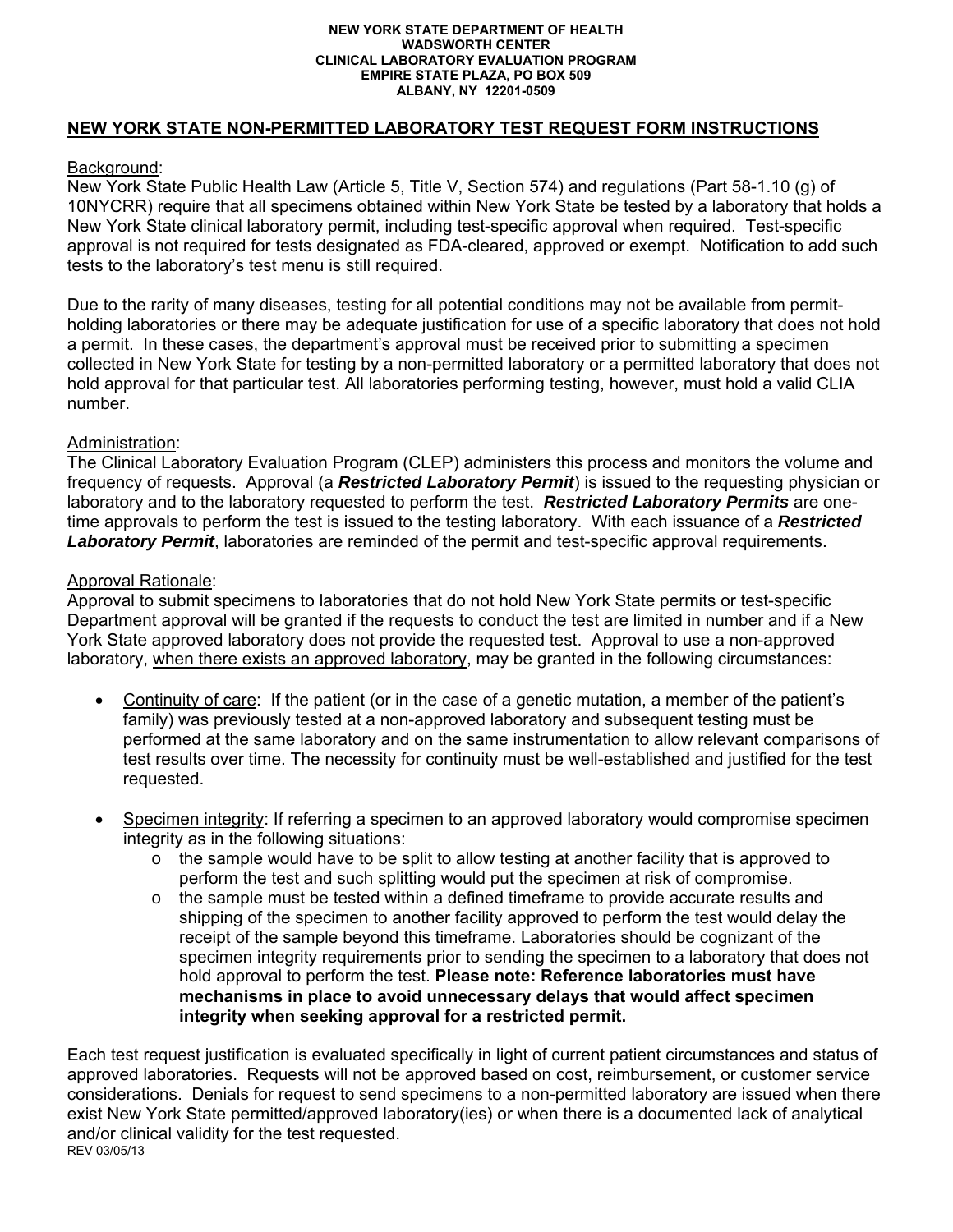**NEW YORK STATE DEPARTMENT OF HEALTH**
**WADSWORTH CENTER**
**CLINICAL LABORATORY EVALUATION PROGRAM**
**EMPIRE STATE PLAZA, PO BOX 509**
**ALBANY, NY 12201-0509**

# NEW YORK STATE NON-PERMITTED LABORATORY TEST REQUEST FORM INSTRUCTIONS

## Background:

New York State Public Health Law (Article 5, Title V, Section 574) and regulations (Part 58-1.10 (g) of 10NYCRR) require that all specimens obtained within New York State be tested by a laboratory that holds a New York State clinical laboratory permit, including test-specific approval when required. Test-specific approval is not required for tests designated as FDA-cleared, approved or exempt. Notification to add such tests to the laboratory's test menu is still required.

Due to the rarity of many diseases, testing for all potential conditions may not be available from permit-holding laboratories or there may be adequate justification for use of a specific laboratory that does not hold a permit. In these cases, the department's approval must be received prior to submitting a specimen collected in New York State for testing by a non-permitted laboratory or a permitted laboratory that does not hold approval for that particular test. All laboratories performing testing, however, must hold a valid CLIA number.

## Administration:

The Clinical Laboratory Evaluation Program (CLEP) administers this process and monitors the volume and frequency of requests. Approval (a ***Restricted Laboratory Permit***) is issued to the requesting physician or laboratory and to the laboratory requested to perform the test. ***Restricted Laboratory Permits*** are one-time approvals to perform the test is issued to the testing laboratory. With each issuance of a ***Restricted Laboratory Permit***, laboratories are reminded of the permit and test-specific approval requirements.

## Approval Rationale:

Approval to submit specimens to laboratories that do not hold New York State permits or test-specific Department approval will be granted if the requests to conduct the test are limited in number and if a New York State approved laboratory does not provide the requested test. Approval to use a non-approved laboratory, when there exists an approved laboratory, may be granted in the following circumstances:

- Continuity of care: If the patient (or in the case of a genetic mutation, a member of the patient's family) was previously tested at a non-approved laboratory and subsequent testing must be performed at the same laboratory and on the same instrumentation to allow relevant comparisons of test results over time. The necessity for continuity must be well-established and justified for the test requested.

- Specimen integrity: If referring a specimen to an approved laboratory would compromise specimen integrity as in the following situations:
    - the sample would have to be split to allow testing at another facility that is approved to perform the test and such splitting would put the specimen at risk of compromise.
    - the sample must be tested within a defined timeframe to provide accurate results and shipping of the specimen to another facility approved to perform the test would delay the receipt of the sample beyond this timeframe. Laboratories should be cognizant of the specimen integrity requirements prior to sending the specimen to a laboratory that does not hold approval to perform the test. **Please note: Reference laboratories must have mechanisms in place to avoid unnecessary delays that would affect specimen integrity when seeking approval for a restricted permit.**

Each test request justification is evaluated specifically in light of current patient circumstances and status of approved laboratories. Requests will not be approved based on cost, reimbursement, or customer service considerations. Denials for request to send specimens to a non-permitted laboratory are issued when there exist New York State permitted/approved laboratory(ies) or when there is a documented lack of analytical and/or clinical validity for the test requested.

REV 03/05/13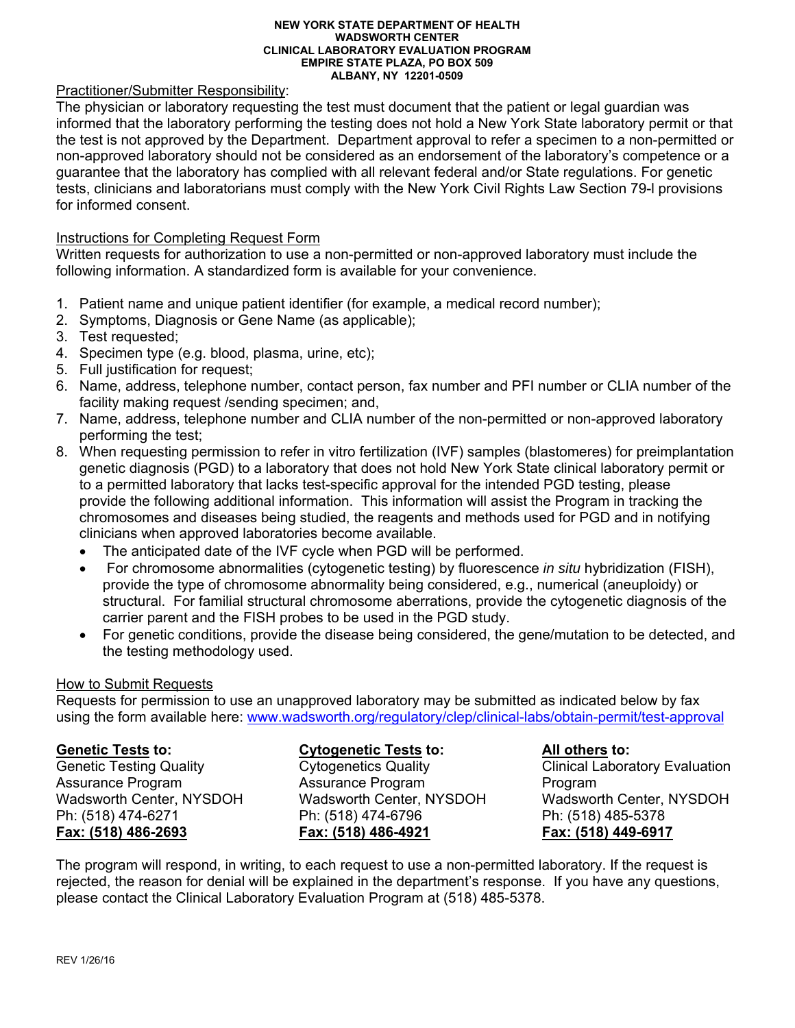**NEW YORK STATE DEPARTMENT OF HEALTH**
**WADSWORTH CENTER**
**CLINICAL LABORATORY EVALUATION PROGRAM**
**EMPIRE STATE PLAZA, PO BOX 509**
**ALBANY, NY 12201-0509**

Practitioner/Submitter Responsibility:

The physician or laboratory requesting the test must document that the patient or legal guardian was informed that the laboratory performing the testing does not hold a New York State laboratory permit or that the test is not approved by the Department. Department approval to refer a specimen to a non-permitted or non-approved laboratory should not be considered as an endorsement of the laboratory's competence or a guarantee that the laboratory has complied with all relevant federal and/or State regulations. For genetic tests, clinicians and laboratorians must comply with the New York Civil Rights Law Section 79-l provisions for informed consent.

Instructions for Completing Request Form

Written requests for authorization to use a non-permitted or non-approved laboratory must include the following information. A standardized form is available for your convenience.

1. Patient name and unique patient identifier (for example, a medical record number);
2. Symptoms, Diagnosis or Gene Name (as applicable);
3. Test requested;
4. Specimen type (e.g. blood, plasma, urine, etc);
5. Full justification for request;
6. Name, address, telephone number, contact person, fax number and PFI number or CLIA number of the facility making request /sending specimen; and,
7. Name, address, telephone number and CLIA number of the non-permitted or non-approved laboratory performing the test;
8. When requesting permission to refer in vitro fertilization (IVF) samples (blastomeres) for preimplantation genetic diagnosis (PGD) to a laboratory that does not hold New York State clinical laboratory permit or to a permitted laboratory that lacks test-specific approval for the intended PGD testing, please provide the following additional information. This information will assist the Program in tracking the chromosomes and diseases being studied, the reagents and methods used for PGD and in notifying clinicians when approved laboratories become available.
   - The anticipated date of the IVF cycle when PGD will be performed.
   - For chromosome abnormalities (cytogenetic testing) by fluorescence *in situ* hybridization (FISH), provide the type of chromosome abnormality being considered, e.g., numerical (aneuploidy) or structural. For familial structural chromosome aberrations, provide the cytogenetic diagnosis of the carrier parent and the FISH probes to be used in the PGD study.
   - For genetic conditions, provide the disease being considered, the gene/mutation to be detected, and the testing methodology used.

How to Submit Requests

Requests for permission to use an unapproved laboratory may be submitted as indicated below by fax using the form available here: www.wadsworth.org/regulatory/clep/clinical-labs/obtain-permit/test-approval

**Genetic Tests to:**
Genetic Testing Quality Assurance Program
Wadsworth Center, NYSDOH
Ph: (518) 474-6271
**Fax: (518) 486-2693**

**Cytogenetic Tests to:**
Cytogenetics Quality Assurance Program
Wadsworth Center, NYSDOH
Ph: (518) 474-6796
**Fax: (518) 486-4921**

**All others to:**
Clinical Laboratory Evaluation Program
Wadsworth Center, NYSDOH
Ph: (518) 485-5378
**Fax: (518) 449-6917**

The program will respond, in writing, to each request to use a non-permitted laboratory. If the request is rejected, the reason for denial will be explained in the department's response. If you have any questions, please contact the Clinical Laboratory Evaluation Program at (518) 485-5378.

REV 1/26/16